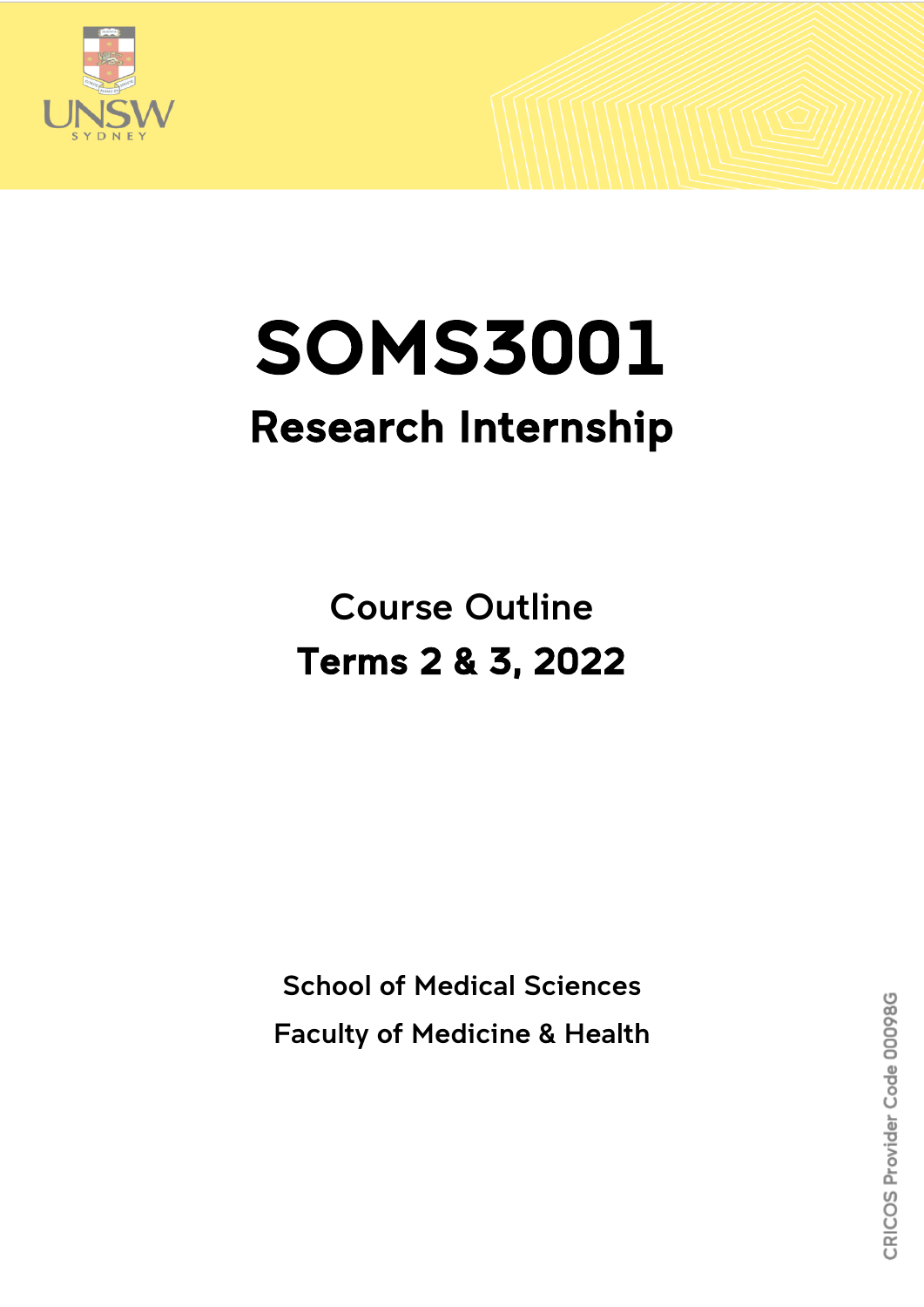# SOMS3001

## Research Internship

Course Outline

**Terms 2 & 3, 2022**

School of Medical Sciences

Faculty of Medicine & Health

CRICOS Provider Code 00098G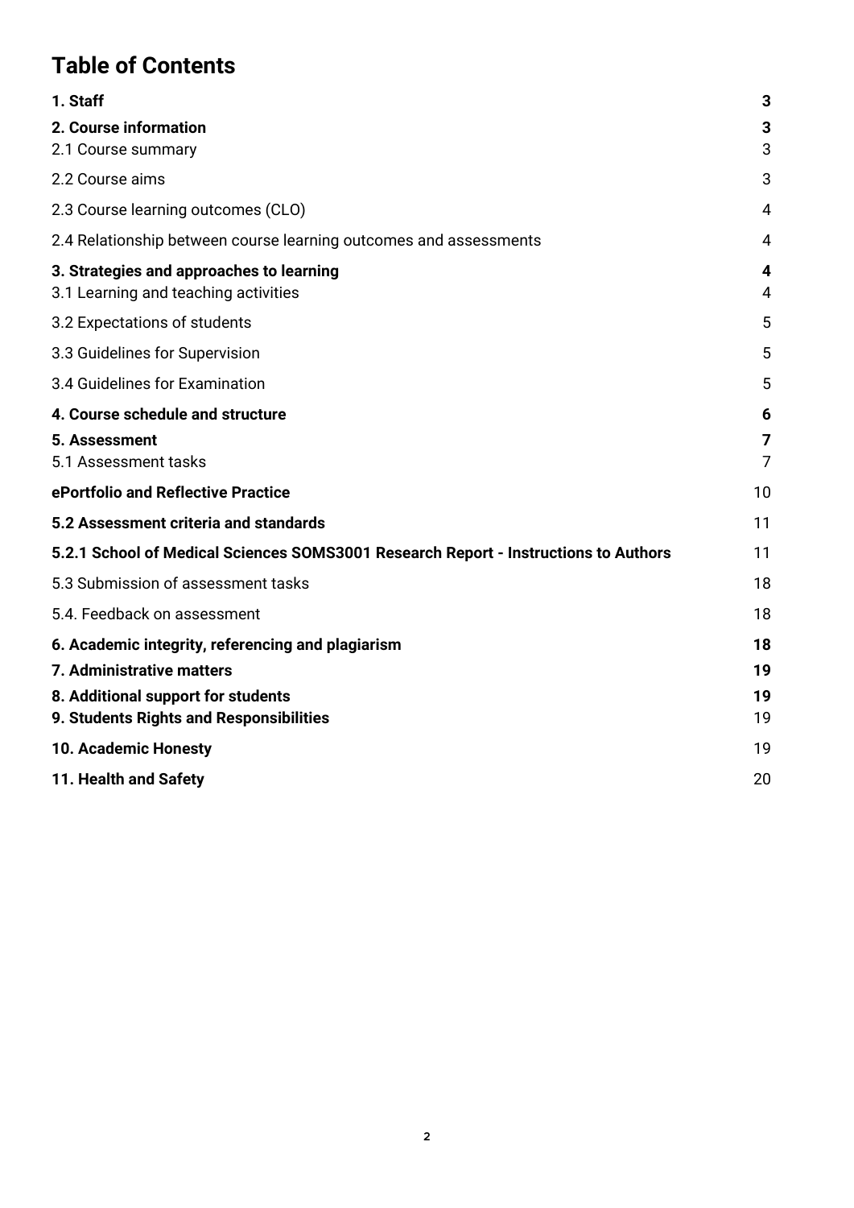# Table of Contents

| | |
|---|---|
| **1. Staff** | **3** |
| **2. Course information** | **3** |
| 2.1 Course summary | 3 |
| 2.2 Course aims | 3 |
| 2.3 Course learning outcomes (CLO) | 4 |
| 2.4 Relationship between course learning outcomes and assessments | 4 |
| **3. Strategies and approaches to learning** | **4** |
| 3.1 Learning and teaching activities | 4 |
| 3.2 Expectations of students | 5 |
| 3.3 Guidelines for Supervision | 5 |
| 3.4 Guidelines for Examination | 5 |
| **4. Course schedule and structure** | **6** |
| **5. Assessment** | **7** |
| 5.1 Assessment tasks | 7 |
| **ePortfolio and Reflective Practice** | 10 |
| **5.2 Assessment criteria and standards** | 11 |
| **5.2.1 School of Medical Sciences SOMS3001 Research Report - Instructions to Authors** | 11 |
| 5.3 Submission of assessment tasks | 18 |
| 5.4. Feedback on assessment | 18 |
| **6. Academic integrity, referencing and plagiarism** | **18** |
| **7. Administrative matters** | **19** |
| **8. Additional support for students** | **19** |
| **9. Students Rights and Responsibilities** | 19 |
| **10. Academic Honesty** | 19 |
| **11. Health and Safety** | 20 |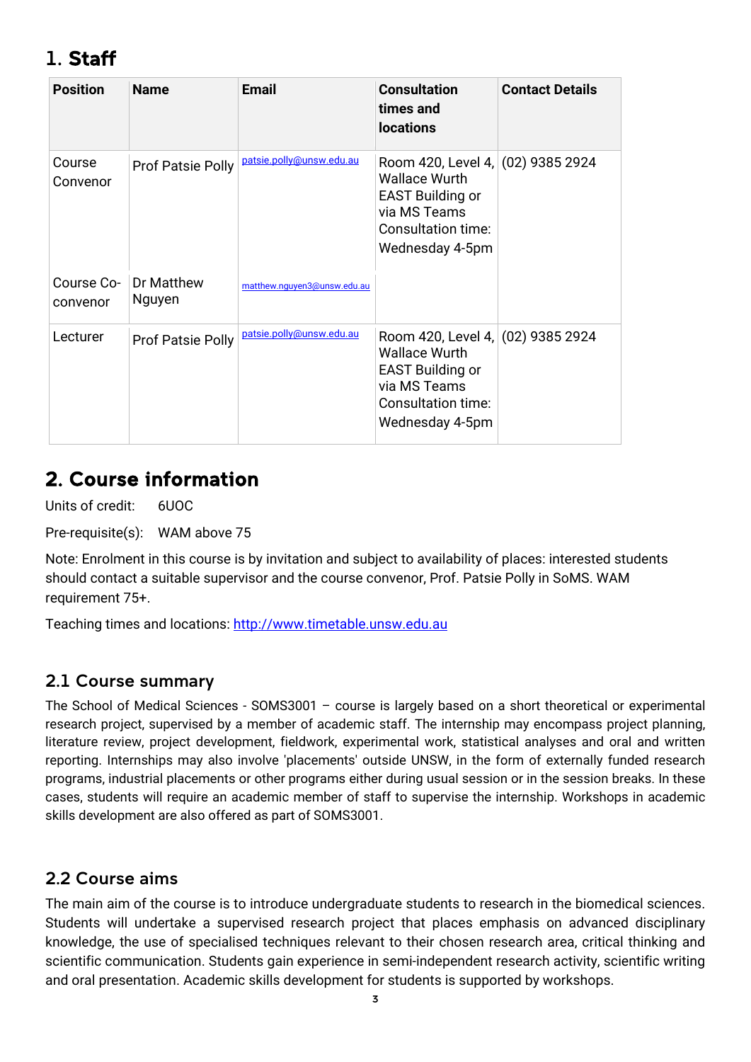# 1. Staff

| Position | Name | Email | Consultation times and locations | Contact Details |
|---|---|---|---|---|
| Course Convenor | Prof Patsie Polly | patsie.polly@unsw.edu.au | Room 420, Level 4, Wallace Wurth EAST Building or via MS Teams Consultation time: Wednesday 4-5pm | (02) 9385 2924 |
| Course Co-convenor | Dr Matthew Nguyen | matthew.nguyen3@unsw.edu.au | | |
| Lecturer | Prof Patsie Polly | patsie.polly@unsw.edu.au | Room 420, Level 4, Wallace Wurth EAST Building or via MS Teams Consultation time: Wednesday 4-5pm | (02) 9385 2924 |

# 2. Course information

Units of credit: 6UOC

Pre-requisite(s): WAM above 75

Note: Enrolment in this course is by invitation and subject to availability of places: interested students should contact a suitable supervisor and the course convenor, Prof. Patsie Polly in SoMS. WAM requirement 75+.

Teaching times and locations: http://www.timetable.unsw.edu.au

## 2.1 Course summary

The School of Medical Sciences - SOMS3001 – course is largely based on a short theoretical or experimental research project, supervised by a member of academic staff. The internship may encompass project planning, literature review, project development, fieldwork, experimental work, statistical analyses and oral and written reporting. Internships may also involve 'placements' outside UNSW, in the form of externally funded research programs, industrial placements or other programs either during usual session or in the session breaks. In these cases, students will require an academic member of staff to supervise the internship. Workshops in academic skills development are also offered as part of SOMS3001.

## 2.2 Course aims

The main aim of the course is to introduce undergraduate students to research in the biomedical sciences. Students will undertake a supervised research project that places emphasis on advanced disciplinary knowledge, the use of specialised techniques relevant to their chosen research area, critical thinking and scientific communication. Students gain experience in semi-independent research activity, scientific writing and oral presentation. Academic skills development for students is supported by workshops.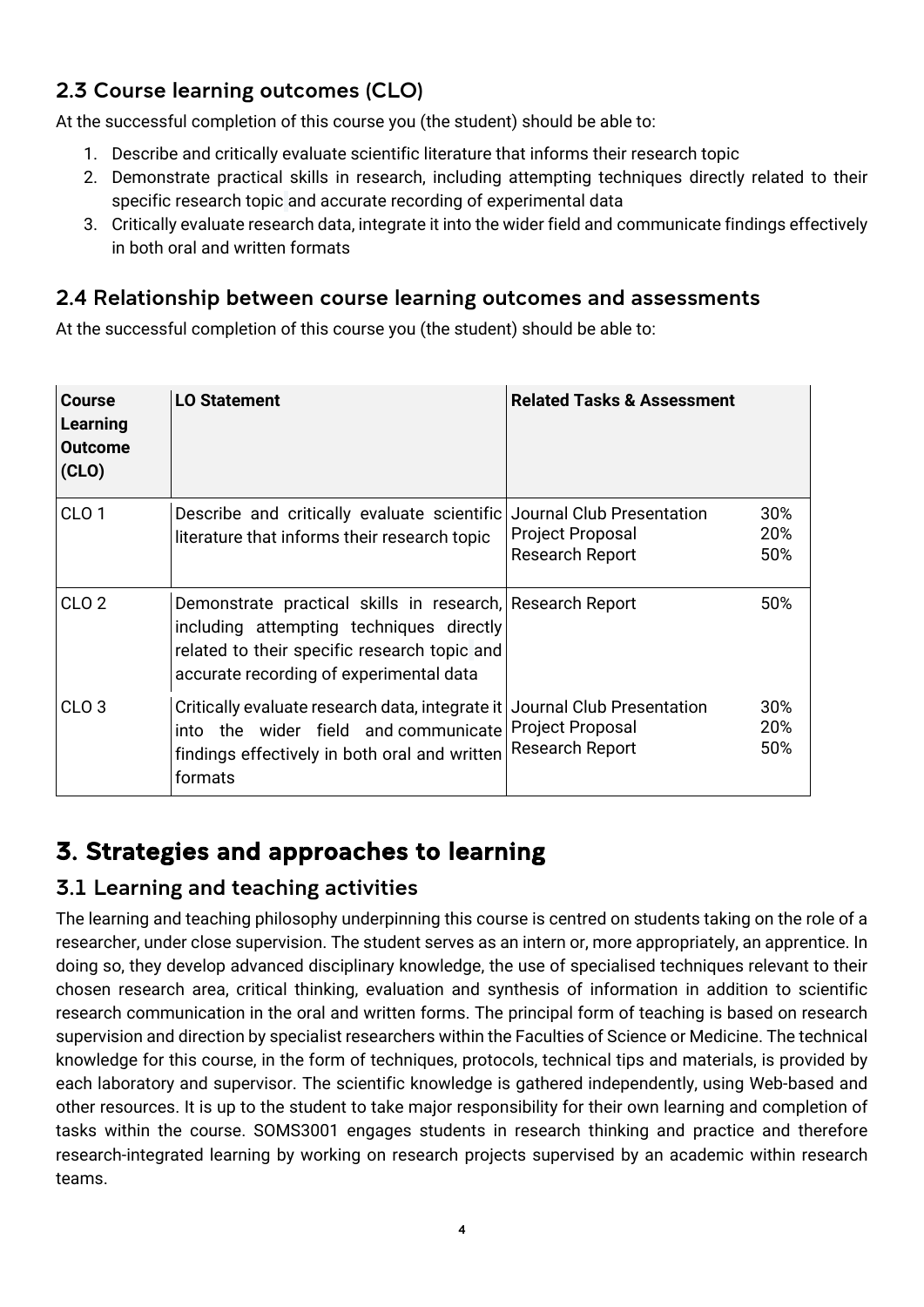## 2.3 Course learning outcomes (CLO)

At the successful completion of this course you (the student) should be able to:

1. Describe and critically evaluate scientific literature that informs their research topic
2. Demonstrate practical skills in research, including attempting techniques directly related to their specific research topic and accurate recording of experimental data
3. Critically evaluate research data, integrate it into the wider field and communicate findings effectively in both oral and written formats

## 2.4 Relationship between course learning outcomes and assessments

At the successful completion of this course you (the student) should be able to:

| Course Learning Outcome (CLO) | LO Statement | Related Tasks & Assessment | |
|---|---|---|---|
| CLO 1 | Describe and critically evaluate scientific literature that informs their research topic | Journal Club Presentation<br>Project Proposal<br>Research Report | 30%<br>20%<br>50% |
| CLO 2 | Demonstrate practical skills in research, including attempting techniques directly related to their specific research topic and accurate recording of experimental data | Research Report | 50% |
| CLO 3 | Critically evaluate research data, integrate it into the wider field and communicate findings effectively in both oral and written formats | Journal Club Presentation<br>Project Proposal<br>Research Report | 30%<br>20%<br>50% |

# 3. Strategies and approaches to learning

## 3.1 Learning and teaching activities

The learning and teaching philosophy underpinning this course is centred on students taking on the role of a researcher, under close supervision. The student serves as an intern or, more appropriately, an apprentice. In doing so, they develop advanced disciplinary knowledge, the use of specialised techniques relevant to their chosen research area, critical thinking, evaluation and synthesis of information in addition to scientific research communication in the oral and written forms. The principal form of teaching is based on research supervision and direction by specialist researchers within the Faculties of Science or Medicine. The technical knowledge for this course, in the form of techniques, protocols, technical tips and materials, is provided by each laboratory and supervisor. The scientific knowledge is gathered independently, using Web-based and other resources. It is up to the student to take major responsibility for their own learning and completion of tasks within the course. SOMS3001 engages students in research thinking and practice and therefore research-integrated learning by working on research projects supervised by an academic within research teams.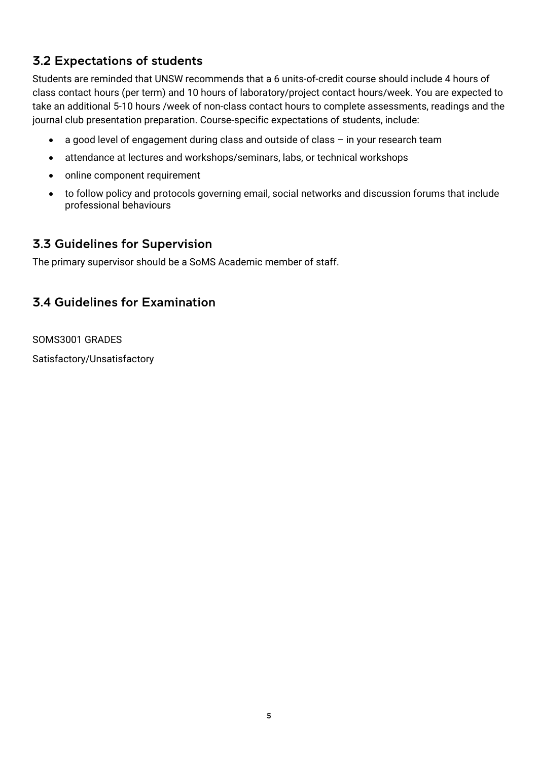## 3.2 Expectations of students

Students are reminded that UNSW recommends that a 6 units-of-credit course should include 4 hours of class contact hours (per term) and 10 hours of laboratory/project contact hours/week. You are expected to take an additional 5-10 hours /week of non-class contact hours to complete assessments, readings and the journal club presentation preparation. Course-specific expectations of students, include:

- a good level of engagement during class and outside of class – in your research team
- attendance at lectures and workshops/seminars, labs, or technical workshops
- online component requirement
- to follow policy and protocols governing email, social networks and discussion forums that include professional behaviours

## 3.3 Guidelines for Supervision

The primary supervisor should be a SoMS Academic member of staff.

## 3.4 Guidelines for Examination

SOMS3001 GRADES

Satisfactory/Unsatisfactory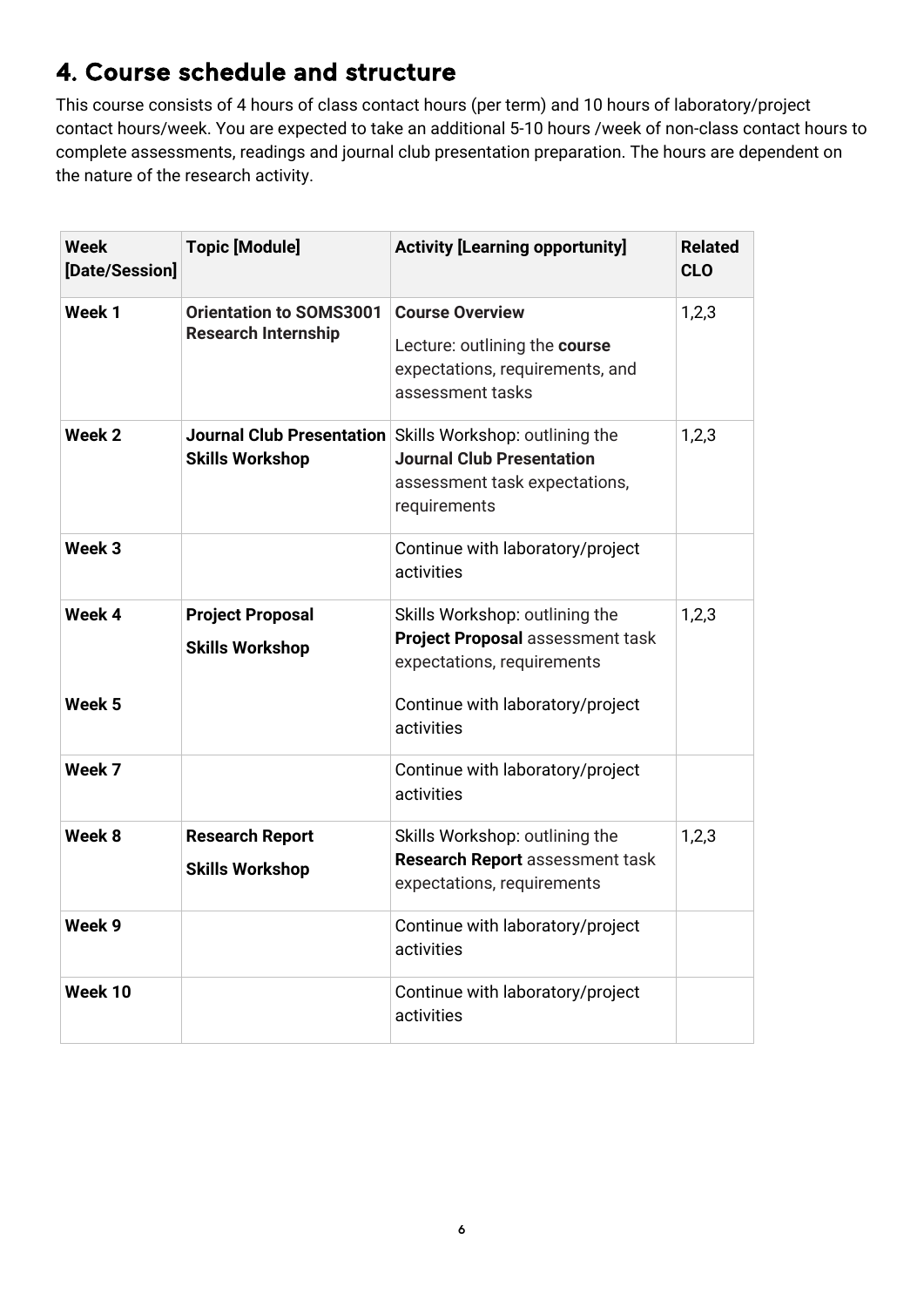## 4. Course schedule and structure

This course consists of 4 hours of class contact hours (per term) and 10 hours of laboratory/project contact hours/week. You are expected to take an additional 5-10 hours /week of non-class contact hours to complete assessments, readings and journal club presentation preparation. The hours are dependent on the nature of the research activity.

| Week [Date/Session] | Topic [Module] | Activity [Learning opportunity] | Related CLO |
|---|---|---|---|
| **Week 1** | **Orientation to SOMS3001 Research Internship** | **Course Overview**<br>Lecture: outlining the **course** expectations, requirements, and assessment tasks | 1,2,3 |
| **Week 2** | **Journal Club Presentation Skills Workshop** | Skills Workshop: outlining the **Journal Club Presentation** assessment task expectations, requirements | 1,2,3 |
| **Week 3** | | Continue with laboratory/project activities | |
| **Week 4**<br><br>**Week 5** | **Project Proposal Skills Workshop** | Skills Workshop: outlining the **Project Proposal** assessment task expectations, requirements<br><br>Continue with laboratory/project activities | 1,2,3 |
| **Week 7** | | Continue with laboratory/project activities | |
| **Week 8** | **Research Report Skills Workshop** | Skills Workshop: outlining the **Research Report** assessment task expectations, requirements | 1,2,3 |
| **Week 9** | | Continue with laboratory/project activities | |
| **Week 10** | | Continue with laboratory/project activities | |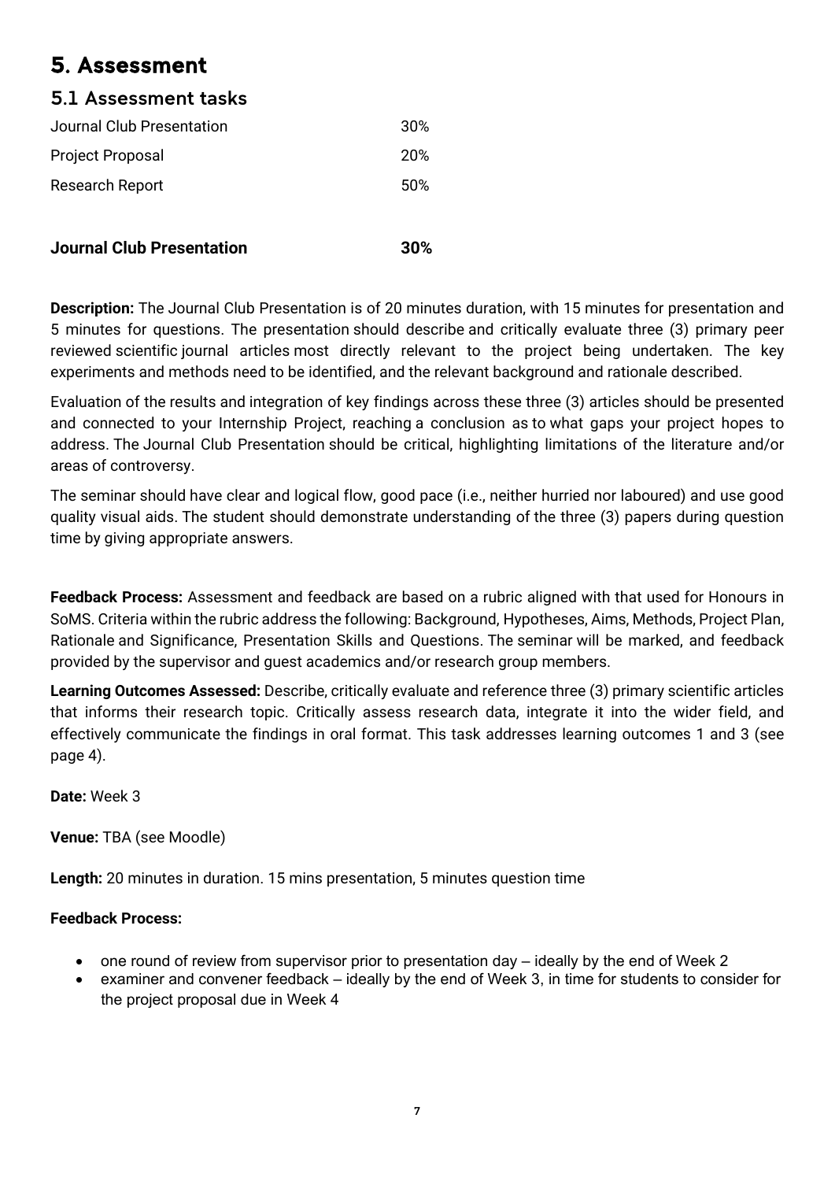# 5. Assessment

## 5.1 Assessment tasks

| | |
|---|---|
| Journal Club Presentation | 30% |
| Project Proposal | 20% |
| Research Report | 50% |

**Journal Club Presentation** **30%**

**Description:** The Journal Club Presentation is of 20 minutes duration, with 15 minutes for presentation and 5 minutes for questions. The presentation should describe and critically evaluate three (3) primary peer reviewed scientific journal articles most directly relevant to the project being undertaken. The key experiments and methods need to be identified, and the relevant background and rationale described.

Evaluation of the results and integration of key findings across these three (3) articles should be presented and connected to your Internship Project, reaching a conclusion as to what gaps your project hopes to address. The Journal Club Presentation should be critical, highlighting limitations of the literature and/or areas of controversy.

The seminar should have clear and logical flow, good pace (i.e., neither hurried nor laboured) and use good quality visual aids. The student should demonstrate understanding of the three (3) papers during question time by giving appropriate answers.

**Feedback Process:** Assessment and feedback are based on a rubric aligned with that used for Honours in SoMS. Criteria within the rubric address the following: Background, Hypotheses, Aims, Methods, Project Plan, Rationale and Significance, Presentation Skills and Questions. The seminar will be marked, and feedback provided by the supervisor and guest academics and/or research group members.

**Learning Outcomes Assessed:** Describe, critically evaluate and reference three (3) primary scientific articles that informs their research topic. Critically assess research data, integrate it into the wider field, and effectively communicate the findings in oral format. This task addresses learning outcomes 1 and 3 (see page 4).

**Date:** Week 3

**Venue:** TBA (see Moodle)

**Length:** 20 minutes in duration. 15 mins presentation, 5 minutes question time

**Feedback Process:**

- one round of review from supervisor prior to presentation day – ideally by the end of Week 2
- examiner and convener feedback – ideally by the end of Week 3, in time for students to consider for the project proposal due in Week 4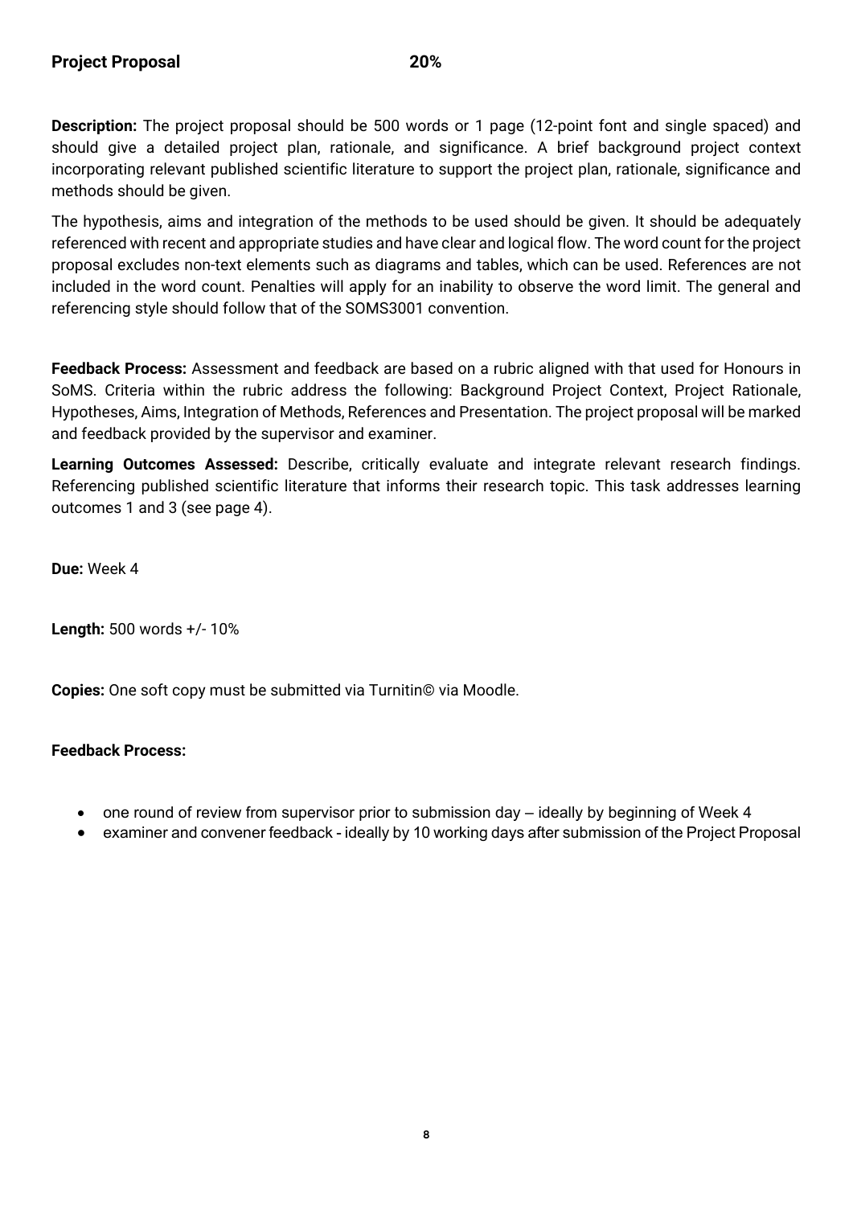**Project Proposal 20%**

**Description:** The project proposal should be 500 words or 1 page (12-point font and single spaced) and should give a detailed project plan, rationale, and significance. A brief background project context incorporating relevant published scientific literature to support the project plan, rationale, significance and methods should be given.

The hypothesis, aims and integration of the methods to be used should be given. It should be adequately referenced with recent and appropriate studies and have clear and logical flow. The word count for the project proposal excludes non-text elements such as diagrams and tables, which can be used. References are not included in the word count. Penalties will apply for an inability to observe the word limit. The general and referencing style should follow that of the SOMS3001 convention.

**Feedback Process:** Assessment and feedback are based on a rubric aligned with that used for Honours in SoMS. Criteria within the rubric address the following: Background Project Context, Project Rationale, Hypotheses, Aims, Integration of Methods, References and Presentation. The project proposal will be marked and feedback provided by the supervisor and examiner.

**Learning Outcomes Assessed:** Describe, critically evaluate and integrate relevant research findings. Referencing published scientific literature that informs their research topic. This task addresses learning outcomes 1 and 3 (see page 4).

**Due:** Week 4

**Length:** 500 words +/- 10%

**Copies:** One soft copy must be submitted via Turnitin© via Moodle.

**Feedback Process:**

- one round of review from supervisor prior to submission day – ideally by beginning of Week 4
- examiner and convener feedback - ideally by 10 working days after submission of the Project Proposal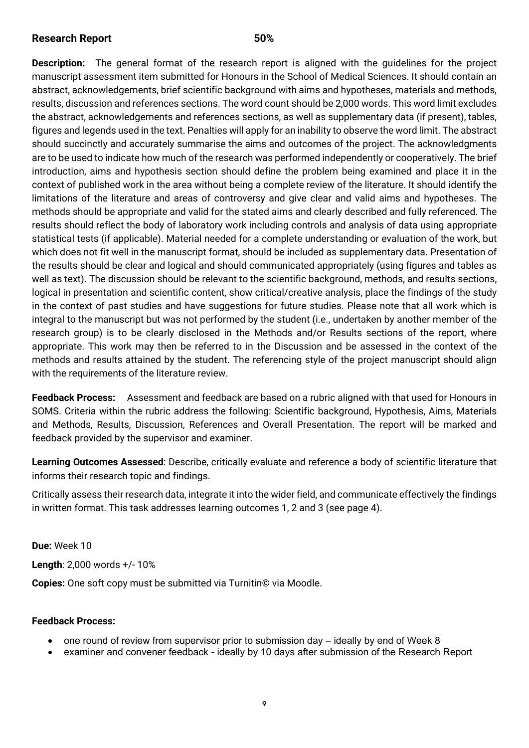**Research Report 50%**

**Description:** The general format of the research report is aligned with the guidelines for the project manuscript assessment item submitted for Honours in the School of Medical Sciences. It should contain an abstract, acknowledgements, brief scientific background with aims and hypotheses, materials and methods, results, discussion and references sections. The word count should be 2,000 words. This word limit excludes the abstract, acknowledgements and references sections, as well as supplementary data (if present), tables, figures and legends used in the text. Penalties will apply for an inability to observe the word limit. The abstract should succinctly and accurately summarise the aims and outcomes of the project. The acknowledgments are to be used to indicate how much of the research was performed independently or cooperatively. The brief introduction, aims and hypothesis section should define the problem being examined and place it in the context of published work in the area without being a complete review of the literature. It should identify the limitations of the literature and areas of controversy and give clear and valid aims and hypotheses. The methods should be appropriate and valid for the stated aims and clearly described and fully referenced. The results should reflect the body of laboratory work including controls and analysis of data using appropriate statistical tests (if applicable). Material needed for a complete understanding or evaluation of the work, but which does not fit well in the manuscript format, should be included as supplementary data. Presentation of the results should be clear and logical and should communicated appropriately (using figures and tables as well as text). The discussion should be relevant to the scientific background, methods, and results sections, logical in presentation and scientific content, show critical/creative analysis, place the findings of the study in the context of past studies and have suggestions for future studies. Please note that all work which is integral to the manuscript but was not performed by the student (i.e., undertaken by another member of the research group) is to be clearly disclosed in the Methods and/or Results sections of the report, where appropriate. This work may then be referred to in the Discussion and be assessed in the context of the methods and results attained by the student. The referencing style of the project manuscript should align with the requirements of the literature review.

**Feedback Process:** Assessment and feedback are based on a rubric aligned with that used for Honours in SOMS. Criteria within the rubric address the following: Scientific background, Hypothesis, Aims, Materials and Methods, Results, Discussion, References and Overall Presentation. The report will be marked and feedback provided by the supervisor and examiner.

**Learning Outcomes Assessed**: Describe, critically evaluate and reference a body of scientific literature that informs their research topic and findings.

Critically assess their research data, integrate it into the wider field, and communicate effectively the findings in written format. This task addresses learning outcomes 1, 2 and 3 (see page 4).

**Due:** Week 10

**Length**: 2,000 words +/- 10%

**Copies:** One soft copy must be submitted via Turnitin© via Moodle.

**Feedback Process:**

- one round of review from supervisor prior to submission day – ideally by end of Week 8
- examiner and convener feedback - ideally by 10 days after submission of the Research Report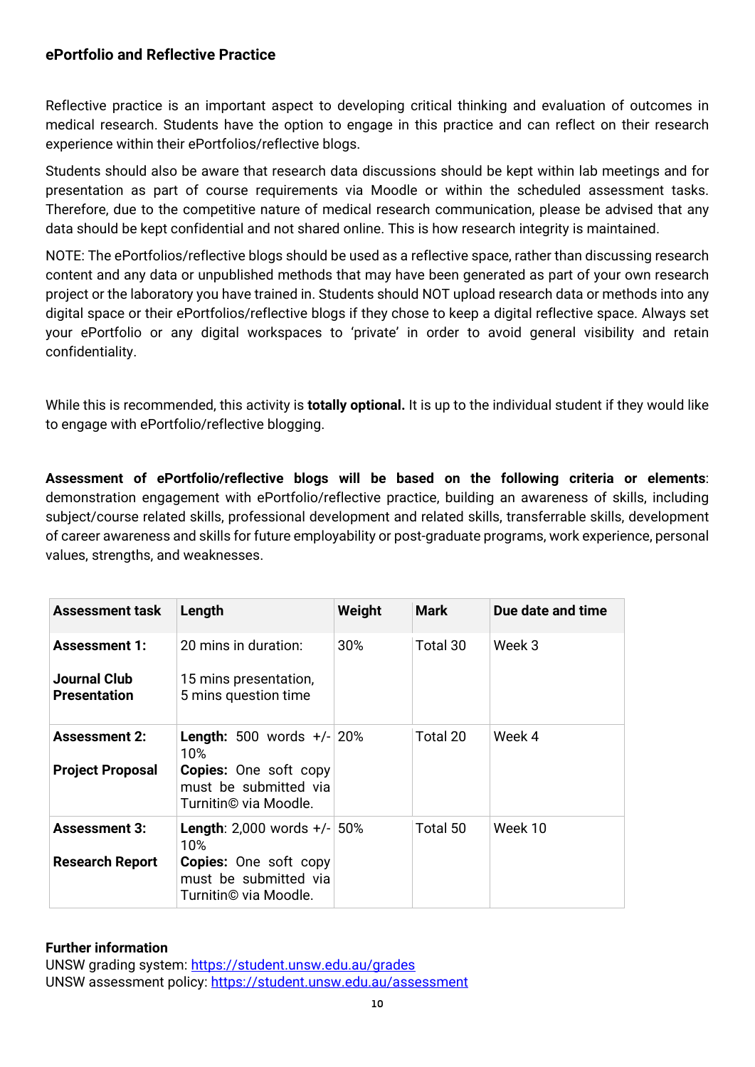## ePortfolio and Reflective Practice

Reflective practice is an important aspect to developing critical thinking and evaluation of outcomes in medical research. Students have the option to engage in this practice and can reflect on their research experience within their ePortfolios/reflective blogs.

Students should also be aware that research data discussions should be kept within lab meetings and for presentation as part of course requirements via Moodle or within the scheduled assessment tasks. Therefore, due to the competitive nature of medical research communication, please be advised that any data should be kept confidential and not shared online. This is how research integrity is maintained.

NOTE: The ePortfolios/reflective blogs should be used as a reflective space, rather than discussing research content and any data or unpublished methods that may have been generated as part of your own research project or the laboratory you have trained in. Students should NOT upload research data or methods into any digital space or their ePortfolios/reflective blogs if they chose to keep a digital reflective space. Always set your ePortfolio or any digital workspaces to 'private' in order to avoid general visibility and retain confidentiality.

While this is recommended, this activity is **totally optional.** It is up to the individual student if they would like to engage with ePortfolio/reflective blogging.

**Assessment of ePortfolio/reflective blogs will be based on the following criteria or elements**: demonstration engagement with ePortfolio/reflective practice, building an awareness of skills, including subject/course related skills, professional development and related skills, transferrable skills, development of career awareness and skills for future employability or post-graduate programs, work experience, personal values, strengths, and weaknesses.

| Assessment task | Length | Weight | Mark | Due date and time |
|---|---|---|---|---|
| **Assessment 1:** **Journal Club Presentation** | 20 mins in duration: 15 mins presentation, 5 mins question time | 30% | Total 30 | Week 3 |
| **Assessment 2:** **Project Proposal** | **Length:** 500 words +/- 10% **Copies:** One soft copy must be submitted via Turnitin© via Moodle. | 20% | Total 20 | Week 4 |
| **Assessment 3:** **Research Report** | **Length**: 2,000 words +/- 10% **Copies:** One soft copy must be submitted via Turnitin© via Moodle. | 50% | Total 50 | Week 10 |

**Further information**
UNSW grading system: https://student.unsw.edu.au/grades
UNSW assessment policy: https://student.unsw.edu.au/assessment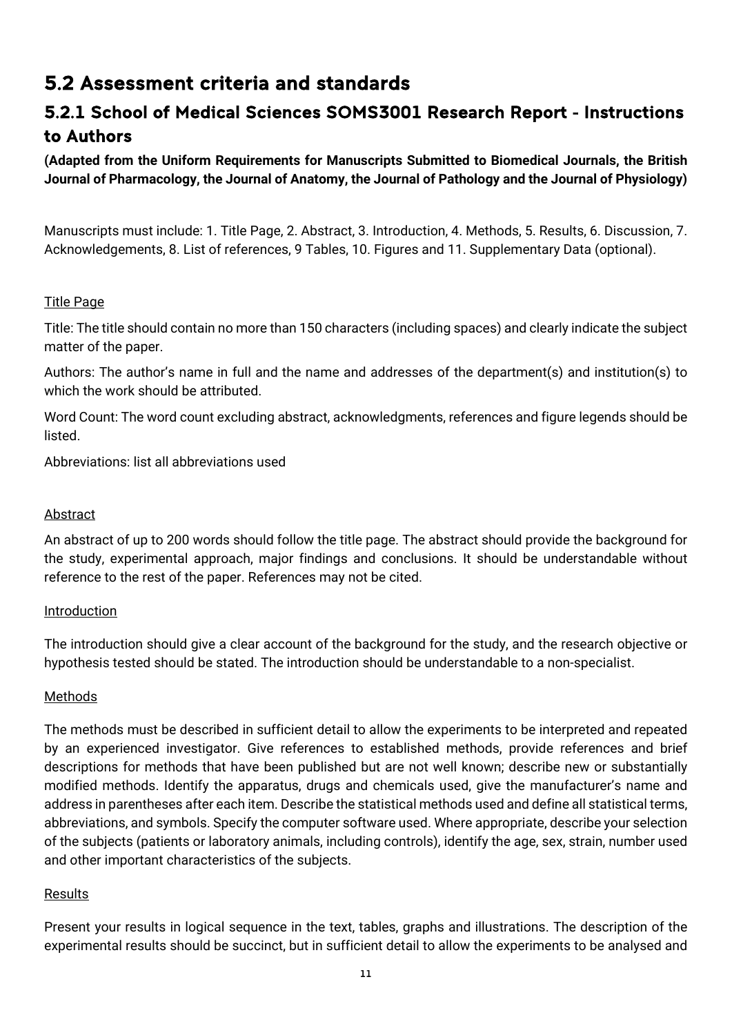## 5.2 Assessment criteria and standards

### 5.2.1 School of Medical Sciences SOMS3001 Research Report - Instructions to Authors

**(Adapted from the Uniform Requirements for Manuscripts Submitted to Biomedical Journals, the British Journal of Pharmacology, the Journal of Anatomy, the Journal of Pathology and the Journal of Physiology)**

Manuscripts must include: 1. Title Page, 2. Abstract, 3. Introduction, 4. Methods, 5. Results, 6. Discussion, 7. Acknowledgements, 8. List of references, 9 Tables, 10. Figures and 11. Supplementary Data (optional).

<u>Title Page</u>

Title: The title should contain no more than 150 characters (including spaces) and clearly indicate the subject matter of the paper.

Authors: The author's name in full and the name and addresses of the department(s) and institution(s) to which the work should be attributed.

Word Count: The word count excluding abstract, acknowledgments, references and figure legends should be listed.

Abbreviations: list all abbreviations used

<u>Abstract</u>

An abstract of up to 200 words should follow the title page. The abstract should provide the background for the study, experimental approach, major findings and conclusions. It should be understandable without reference to the rest of the paper. References may not be cited.

<u>Introduction</u>

The introduction should give a clear account of the background for the study, and the research objective or hypothesis tested should be stated. The introduction should be understandable to a non-specialist.

<u>Methods</u>

The methods must be described in sufficient detail to allow the experiments to be interpreted and repeated by an experienced investigator. Give references to established methods, provide references and brief descriptions for methods that have been published but are not well known; describe new or substantially modified methods. Identify the apparatus, drugs and chemicals used, give the manufacturer's name and address in parentheses after each item. Describe the statistical methods used and define all statistical terms, abbreviations, and symbols. Specify the computer software used. Where appropriate, describe your selection of the subjects (patients or laboratory animals, including controls), identify the age, sex, strain, number used and other important characteristics of the subjects.

<u>Results</u>

Present your results in logical sequence in the text, tables, graphs and illustrations. The description of the experimental results should be succinct, but in sufficient detail to allow the experiments to be analysed and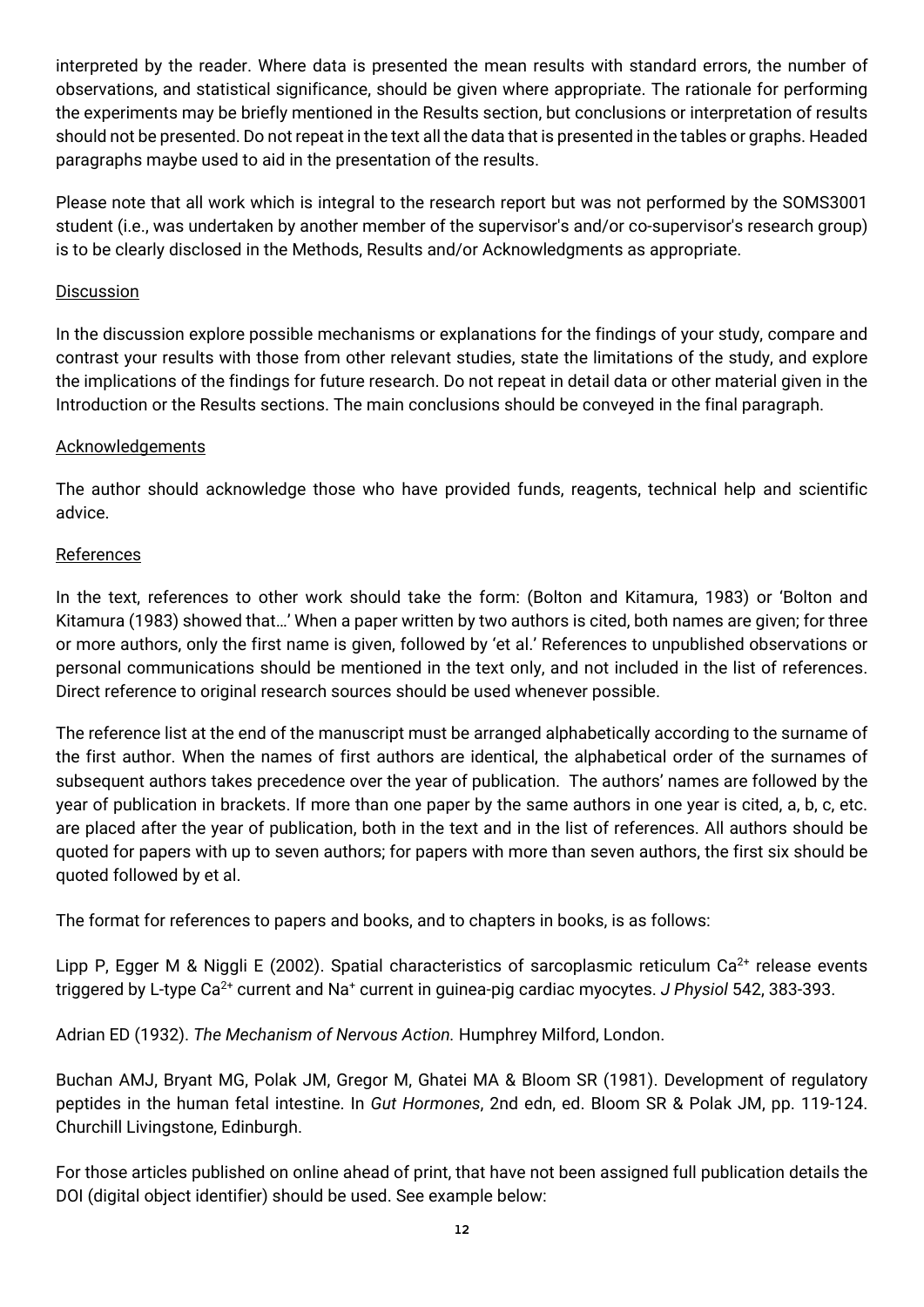interpreted by the reader. Where data is presented the mean results with standard errors, the number of observations, and statistical significance, should be given where appropriate. The rationale for performing the experiments may be briefly mentioned in the Results section, but conclusions or interpretation of results should not be presented. Do not repeat in the text all the data that is presented in the tables or graphs. Headed paragraphs maybe used to aid in the presentation of the results.

Please note that all work which is integral to the research report but was not performed by the SOMS3001 student (i.e., was undertaken by another member of the supervisor's and/or co-supervisor's research group) is to be clearly disclosed in the Methods, Results and/or Acknowledgments as appropriate.

Discussion

In the discussion explore possible mechanisms or explanations for the findings of your study, compare and contrast your results with those from other relevant studies, state the limitations of the study, and explore the implications of the findings for future research. Do not repeat in detail data or other material given in the Introduction or the Results sections. The main conclusions should be conveyed in the final paragraph.

Acknowledgements

The author should acknowledge those who have provided funds, reagents, technical help and scientific advice.

References

In the text, references to other work should take the form: (Bolton and Kitamura, 1983) or 'Bolton and Kitamura (1983) showed that…' When a paper written by two authors is cited, both names are given; for three or more authors, only the first name is given, followed by 'et al.' References to unpublished observations or personal communications should be mentioned in the text only, and not included in the list of references. Direct reference to original research sources should be used whenever possible.

The reference list at the end of the manuscript must be arranged alphabetically according to the surname of the first author. When the names of first authors are identical, the alphabetical order of the surnames of subsequent authors takes precedence over the year of publication. The authors' names are followed by the year of publication in brackets. If more than one paper by the same authors in one year is cited, a, b, c, etc. are placed after the year of publication, both in the text and in the list of references. All authors should be quoted for papers with up to seven authors; for papers with more than seven authors, the first six should be quoted followed by et al.

The format for references to papers and books, and to chapters in books, is as follows:

Lipp P, Egger M & Niggli E (2002). Spatial characteristics of sarcoplasmic reticulum $Ca^{2+}$ release events triggered by L-type $Ca^{2+}$ current and $Na^{+}$ current in guinea-pig cardiac myocytes. *J Physiol* 542, 383-393.

Adrian ED (1932). *The Mechanism of Nervous Action.* Humphrey Milford, London.

Buchan AMJ, Bryant MG, Polak JM, Gregor M, Ghatei MA & Bloom SR (1981). Development of regulatory peptides in the human fetal intestine. In *Gut Hormones*, 2nd edn, ed. Bloom SR & Polak JM, pp. 119-124. Churchill Livingstone, Edinburgh.

For those articles published on online ahead of print, that have not been assigned full publication details the DOI (digital object identifier) should be used. See example below: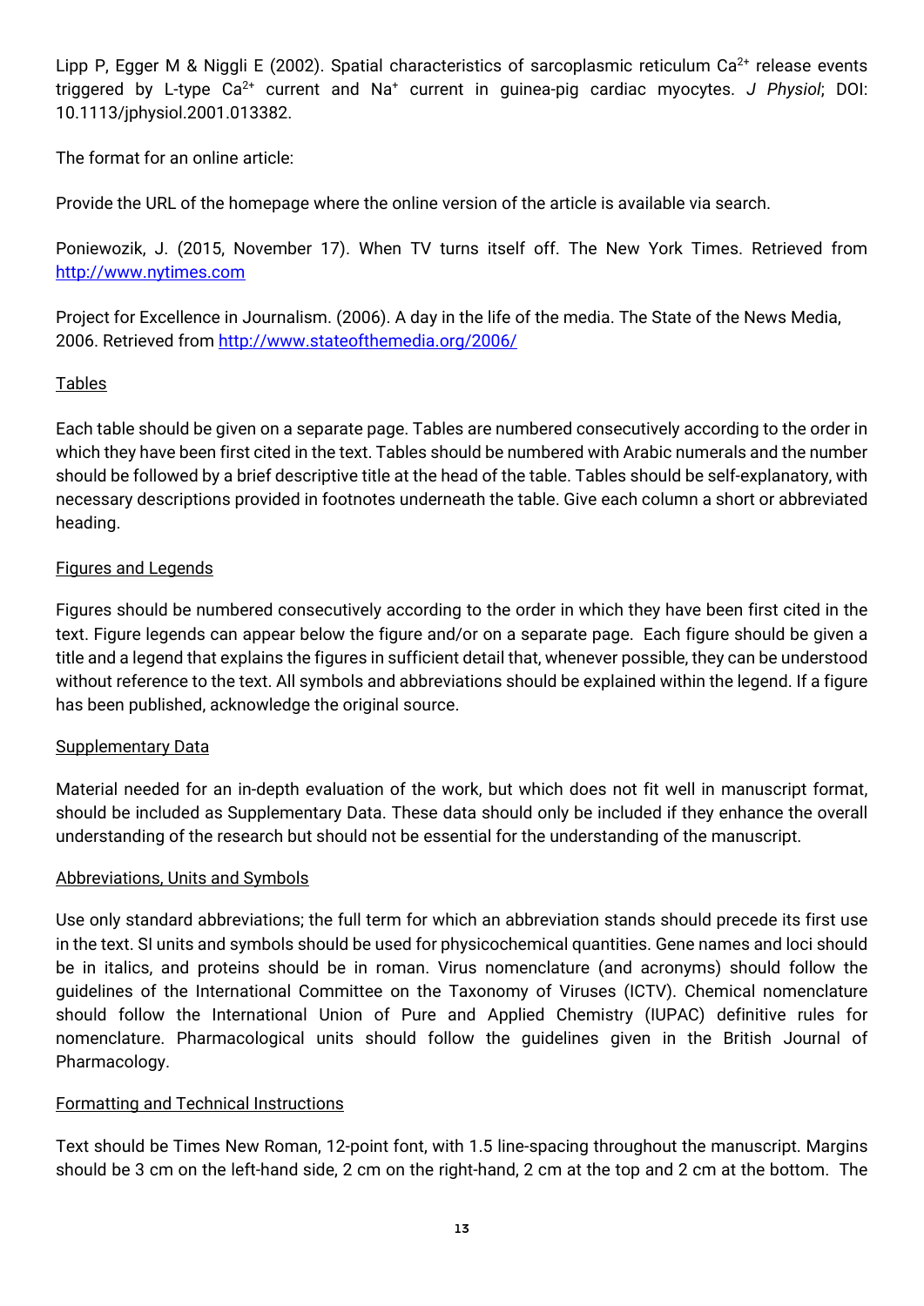Lipp P, Egger M & Niggli E (2002). Spatial characteristics of sarcoplasmic reticulum $Ca^{2+}$ release events triggered by L-type $Ca^{2+}$ current and $Na^{+}$ current in guinea-pig cardiac myocytes. *J Physiol*; DOI: 10.1113/jphysiol.2001.013382.

The format for an online article:

Provide the URL of the homepage where the online version of the article is available via search.

Poniewozik, J. (2015, November 17). When TV turns itself off. The New York Times. Retrieved from http://www.nytimes.com

Project for Excellence in Journalism. (2006). A day in the life of the media. The State of the News Media, 2006. Retrieved from http://www.stateofthemedia.org/2006/

Tables

Each table should be given on a separate page. Tables are numbered consecutively according to the order in which they have been first cited in the text. Tables should be numbered with Arabic numerals and the number should be followed by a brief descriptive title at the head of the table. Tables should be self-explanatory, with necessary descriptions provided in footnotes underneath the table. Give each column a short or abbreviated heading.

Figures and Legends

Figures should be numbered consecutively according to the order in which they have been first cited in the text. Figure legends can appear below the figure and/or on a separate page. Each figure should be given a title and a legend that explains the figures in sufficient detail that, whenever possible, they can be understood without reference to the text. All symbols and abbreviations should be explained within the legend. If a figure has been published, acknowledge the original source.

Supplementary Data

Material needed for an in-depth evaluation of the work, but which does not fit well in manuscript format, should be included as Supplementary Data. These data should only be included if they enhance the overall understanding of the research but should not be essential for the understanding of the manuscript.

Abbreviations, Units and Symbols

Use only standard abbreviations; the full term for which an abbreviation stands should precede its first use in the text. SI units and symbols should be used for physicochemical quantities. Gene names and loci should be in italics, and proteins should be in roman. Virus nomenclature (and acronyms) should follow the guidelines of the International Committee on the Taxonomy of Viruses (ICTV). Chemical nomenclature should follow the International Union of Pure and Applied Chemistry (IUPAC) definitive rules for nomenclature. Pharmacological units should follow the guidelines given in the British Journal of Pharmacology.

Formatting and Technical Instructions

Text should be Times New Roman, 12-point font, with 1.5 line-spacing throughout the manuscript. Margins should be 3 cm on the left-hand side, 2 cm on the right-hand, 2 cm at the top and 2 cm at the bottom. The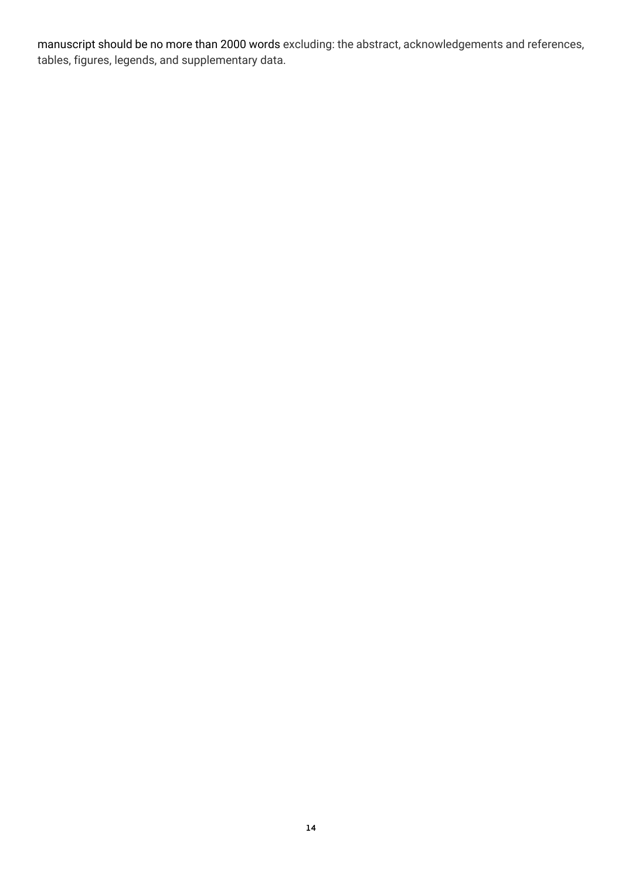manuscript should be no more than 2000 words excluding: the abstract, acknowledgements and references, tables, figures, legends, and supplementary data.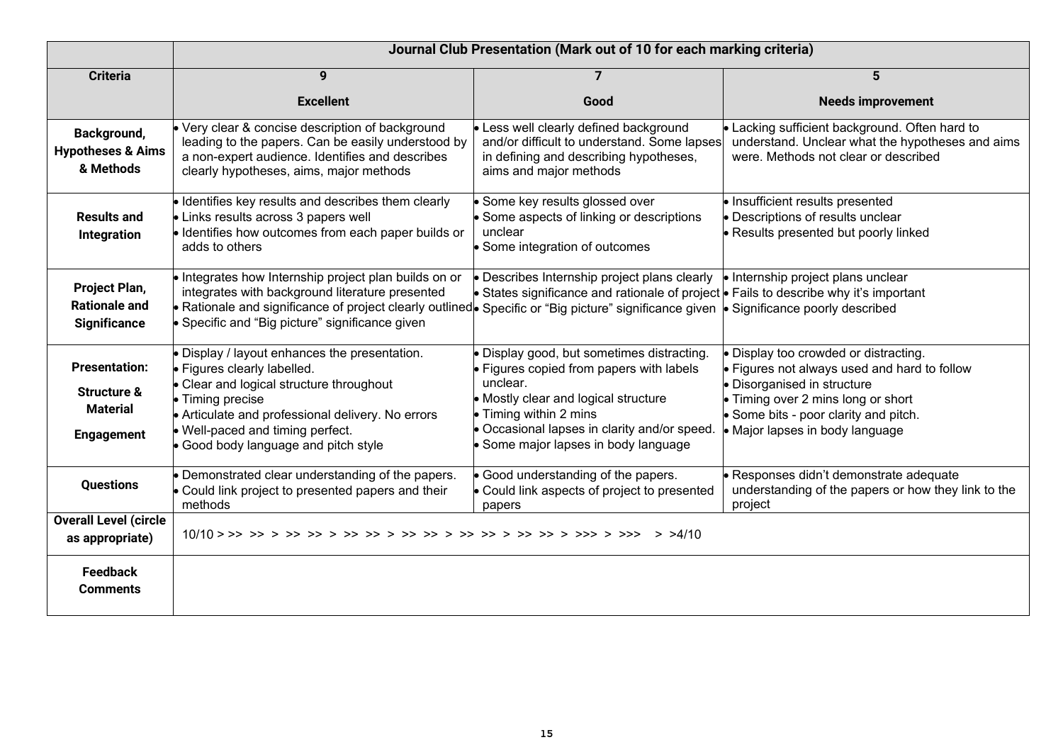| | Journal Club Presentation (Mark out of 10 for each marking criteria) | | |
|---|---|---|---|
| **Criteria** | **9**<br><br>**Excellent** | **7**<br><br>**Good** | **5**<br><br>**Needs improvement** |
| **Background, Hypotheses & Aims & Methods** | • Very clear & concise description of background leading to the papers. Can be easily understood by a non-expert audience. Identifies and describes clearly hypotheses, aims, major methods | • Less well clearly defined background and/or difficult to understand. Some lapses in defining and describing hypotheses, aims and major methods | • Lacking sufficient background. Often hard to understand. Unclear what the hypotheses and aims were. Methods not clear or described |
| **Results and Integration** | • Identifies key results and describes them clearly<br>• Links results across 3 papers well<br>• Identifies how outcomes from each paper builds or adds to others | • Some key results glossed over<br>• Some aspects of linking or descriptions unclear<br>• Some integration of outcomes | • Insufficient results presented<br>• Descriptions of results unclear<br>• Results presented but poorly linked |
| **Project Plan, Rationale and Significance** | • Integrates how Internship project plan builds on or integrates with background literature presented<br>• Rationale and significance of project clearly outlined<br>• Specific and "Big picture" significance given | • Describes Internship project plans clearly<br>• States significance and rationale of project<br>• Specific or "Big picture" significance given | • Internship project plans unclear<br>• Fails to describe why it's important<br>• Significance poorly described |
| **Presentation:**<br><br>**Structure & Material**<br><br>**Engagement** | • Display / layout enhances the presentation.<br>• Figures clearly labelled.<br>• Clear and logical structure throughout<br>• Timing precise<br>• Articulate and professional delivery. No errors<br>• Well-paced and timing perfect.<br>• Good body language and pitch style | • Display good, but sometimes distracting.<br>• Figures copied from papers with labels unclear.<br>• Mostly clear and logical structure<br>• Timing within 2 mins<br>• Occasional lapses in clarity and/or speed.<br>• Some major lapses in body language | • Display too crowded or distracting.<br>• Figures not always used and hard to follow<br>• Disorganised in structure<br>• Timing over 2 mins long or short<br>• Some bits - poor clarity and pitch.<br>• Major lapses in body language |
| **Questions** | • Demonstrated clear understanding of the papers.<br>• Could link project to presented papers and their methods | • Good understanding of the papers.<br>• Could link aspects of project to presented papers | • Responses didn't demonstrate adequate understanding of the papers or how they link to the project |
| **Overall Level (circle as appropriate)** | 10/10 > >> >> > >> >> > >> >> > >> >> > >> >> > >> >> > >>> > >>> > >4/10 | | |
| **Feedback Comments** | | | |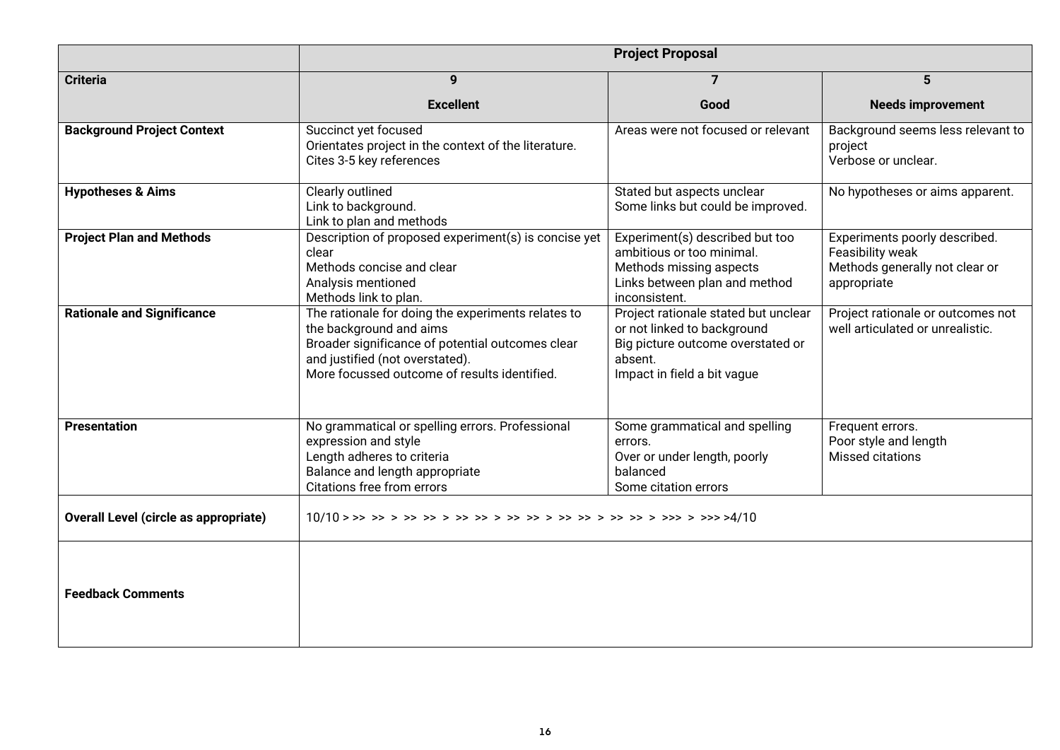| | Project Proposal | | |
|---|---|---|---|
| **Criteria** | **9**<br>**Excellent** | **7**<br>**Good** | **5**<br>**Needs improvement** |
| **Background Project Context** | Succinct yet focused<br>Orientates project in the context of the literature.<br>Cites 3-5 key references | Areas were not focused or relevant | Background seems less relevant to project<br>Verbose or unclear. |
| **Hypotheses & Aims** | Clearly outlined<br>Link to background.<br>Link to plan and methods | Stated but aspects unclear<br>Some links but could be improved. | No hypotheses or aims apparent. |
| **Project Plan and Methods** | Description of proposed experiment(s) is concise yet clear<br>Methods concise and clear<br>Analysis mentioned<br>Methods link to plan. | Experiment(s) described but too ambitious or too minimal.<br>Methods missing aspects<br>Links between plan and method inconsistent. | Experiments poorly described.<br>Feasibility weak<br>Methods generally not clear or appropriate |
| **Rationale and Significance** | The rationale for doing the experiments relates to the background and aims<br>Broader significance of potential outcomes clear and justified (not overstated).<br>More focussed outcome of results identified. | Project rationale stated but unclear or not linked to background<br>Big picture outcome overstated or absent.<br>Impact in field a bit vague | Project rationale or outcomes not well articulated or unrealistic. |
| **Presentation** | No grammatical or spelling errors. Professional expression and style<br>Length adheres to criteria<br>Balance and length appropriate<br>Citations free from errors | Some grammatical and spelling errors.<br>Over or under length, poorly balanced<br>Some citation errors | Frequent errors.<br>Poor style and length<br>Missed citations |
| **Overall Level (circle as appropriate)** | 10/10 > >> >> > >> >> > >> >> > >> >> > >> >> > >> >> > >>> > >>> >4/10 | | |
| **Feedback Comments** | | | |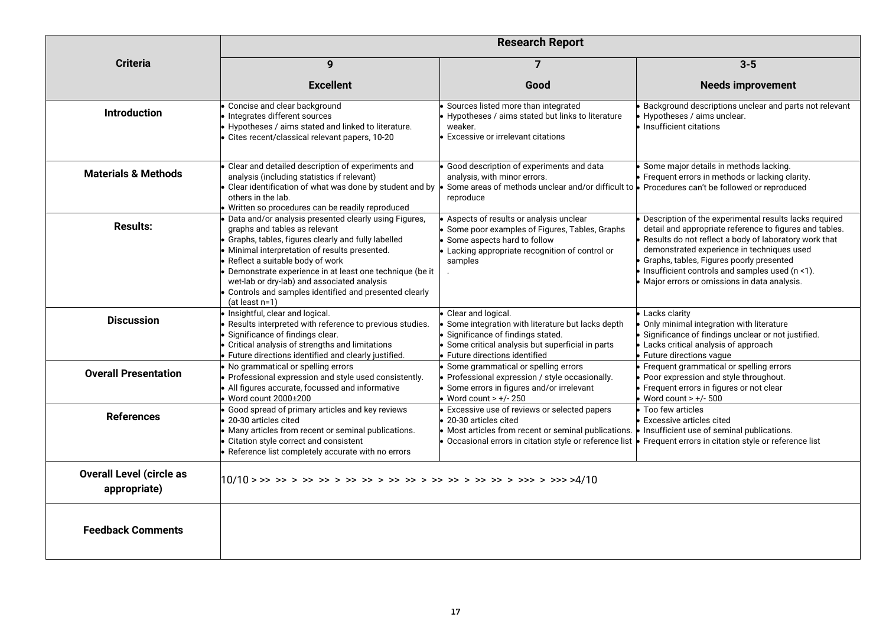| Criteria | Research Report | | |
|---|---|---|---|
| | **9**<br>**Excellent** | **7**<br>**Good** | **3-5**<br>**Needs improvement** |
| **Introduction** | • Concise and clear background<br>• Integrates different sources<br>• Hypotheses / aims stated and linked to literature.<br>• Cites recent/classical relevant papers, 10-20 | • Sources listed more than integrated<br>• Hypotheses / aims stated but links to literature weaker.<br>• Excessive or irrelevant citations | • Background descriptions unclear and parts not relevant<br>• Hypotheses / aims unclear.<br>• Insufficient citations |
| **Materials & Methods** | • Clear and detailed description of experiments and analysis (including statistics if relevant)<br>• Clear identification of what was done by student and by others in the lab.<br>• Written so procedures can be readily reproduced | • Good description of experiments and data analysis, with minor errors.<br>• Some areas of methods unclear and/or difficult to reproduce | • Some major details in methods lacking.<br>• Frequent errors in methods or lacking clarity.<br>• Procedures can't be followed or reproduced |
| **Results:** | • Data and/or analysis presented clearly using Figures, graphs and tables as relevant<br>• Graphs, tables, figures clearly and fully labelled<br>• Minimal interpretation of results presented.<br>• Reflect a suitable body of work<br>• Demonstrate experience in at least one technique (be it wet-lab or dry-lab) and associated analysis<br>• Controls and samples identified and presented clearly (at least n=1) | • Aspects of results or analysis unclear<br>• Some poor examples of Figures, Tables, Graphs<br>• Some aspects hard to follow<br>• Lacking appropriate recognition of control or samples<br>. | • Description of the experimental results lacks required detail and appropriate reference to figures and tables.<br>• Results do not reflect a body of laboratory work that demonstrated experience in techniques used<br>• Graphs, tables, Figures poorly presented<br>• Insufficient controls and samples used (n <1).<br>• Major errors or omissions in data analysis. |
| **Discussion** | • Insightful, clear and logical.<br>• Results interpreted with reference to previous studies.<br>• Significance of findings clear.<br>• Critical analysis of strengths and limitations<br>• Future directions identified and clearly justified. | • Clear and logical.<br>• Some integration with literature but lacks depth<br>• Significance of findings stated.<br>• Some critical analysis but superficial in parts<br>• Future directions identified | • Lacks clarity<br>• Only minimal integration with literature<br>• Significance of findings unclear or not justified.<br>• Lacks critical analysis of approach<br>• Future directions vague |
| **Overall Presentation** | • No grammatical or spelling errors<br>• Professional expression and style used consistently.<br>• All figures accurate, focussed and informative<br>• Word count 2000±200 | • Some grammatical or spelling errors<br>• Professional expression / style occasionally.<br>• Some errors in figures and/or irrelevant<br>• Word count > +/- 250 | • Frequent grammatical or spelling errors<br>• Poor expression and style throughout.<br>• Frequent errors in figures or not clear<br>• Word count > +/- 500 |
| **References** | • Good spread of primary articles and key reviews<br>• 20-30 articles cited<br>• Many articles from recent or seminal publications.<br>• Citation style correct and consistent<br>• Reference list completely accurate with no errors | • Excessive use of reviews or selected papers<br>• 20-30 articles cited<br>• Most articles from recent or seminal publications.<br>• Occasional errors in citation style or reference list | • Too few articles<br>• Excessive articles cited<br>• Insufficient use of seminal publications.<br>• Frequent errors in citation style or reference list |
| **Overall Level (circle as appropriate)** | 10/10 > >> >> > >> >> > >> >> > >> >> > >> >> > >> >> > >>> > >>> >4/10 | | |
| **Feedback Comments** | | | |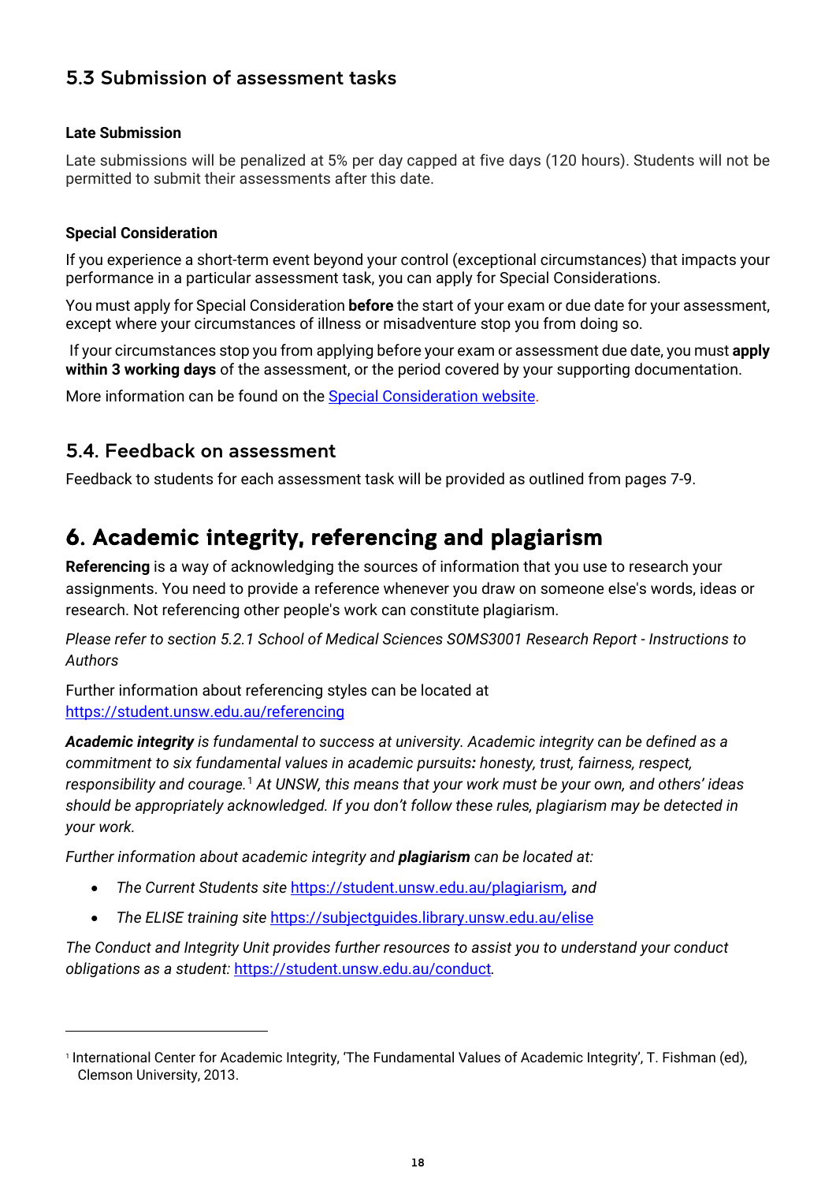### 5.3 Submission of assessment tasks

#### Late Submission

Late submissions will be penalized at 5% per day capped at five days (120 hours). Students will not be permitted to submit their assessments after this date.

#### Special Consideration

If you experience a short-term event beyond your control (exceptional circumstances) that impacts your performance in a particular assessment task, you can apply for Special Considerations.

You must apply for Special Consideration **before** the start of your exam or due date for your assessment, except where your circumstances of illness or misadventure stop you from doing so.

If your circumstances stop you from applying before your exam or assessment due date, you must **apply within 3 working days** of the assessment, or the period covered by your supporting documentation.

More information can be found on the [Special Consideration website](Special Consideration website).

### 5.4. Feedback on assessment

Feedback to students for each assessment task will be provided as outlined from pages 7-9.

## 6. Academic integrity, referencing and plagiarism

**Referencing** is a way of acknowledging the sources of information that you use to research your assignments. You need to provide a reference whenever you draw on someone else's words, ideas or research. Not referencing other people's work can constitute plagiarism.

*Please refer to section 5.2.1 School of Medical Sciences SOMS3001 Research Report - Instructions to Authors*

Further information about referencing styles can be located at https://student.unsw.edu.au/referencing

***Academic integrity** is fundamental to success at university. Academic integrity can be defined as a commitment to six fundamental values in academic pursuits**:** honesty, trust, fairness, respect, responsibility and courage.*[1] *At UNSW, this means that your work must be your own, and others' ideas should be appropriately acknowledged. If you don't follow these rules, plagiarism may be detected in your work.*

*Further information about academic integrity and **plagiarism** can be located at:*

- *The Current Students site* https://student.unsw.edu.au/plagiarism*, and*
- *The ELISE training site* https://subjectguides.library.unsw.edu.au/elise

*The Conduct and Integrity Unit provides further resources to assist you to understand your conduct obligations as a student:* https://student.unsw.edu.au/conduct*.*

---

[1] International Center for Academic Integrity, 'The Fundamental Values of Academic Integrity', T. Fishman (ed), Clemson University, 2013.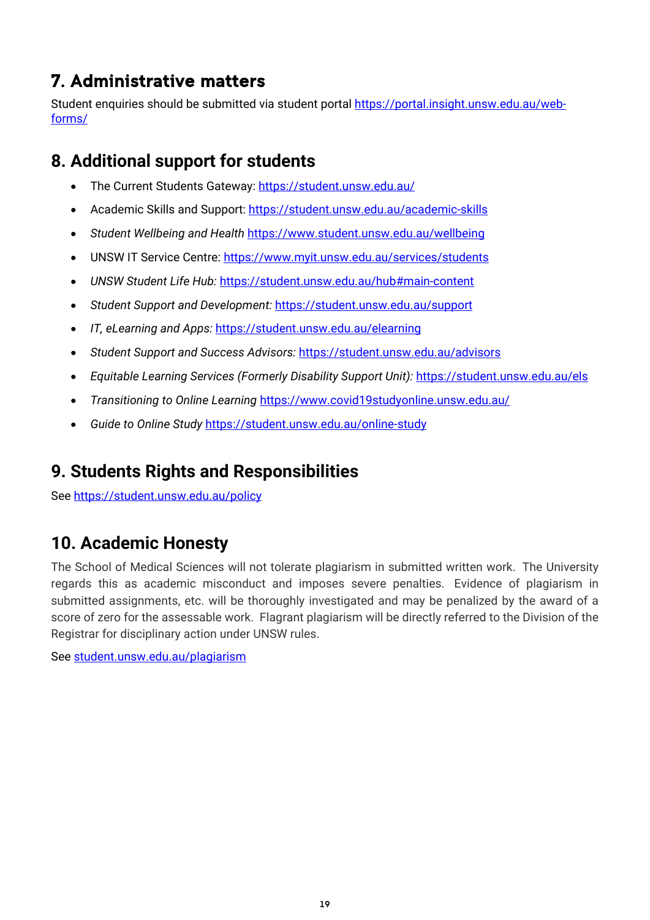## 7. Administrative matters

Student enquiries should be submitted via student portal https://portal.insight.unsw.edu.au/web-forms/

## 8. Additional support for students

- The Current Students Gateway: https://student.unsw.edu.au/
- Academic Skills and Support: https://student.unsw.edu.au/academic-skills
- *Student Wellbeing and Health* https://www.student.unsw.edu.au/wellbeing
- UNSW IT Service Centre: https://www.myit.unsw.edu.au/services/students
- *UNSW Student Life Hub:* https://student.unsw.edu.au/hub#main-content
- *Student Support and Development:* https://student.unsw.edu.au/support
- *IT, eLearning and Apps:* https://student.unsw.edu.au/elearning
- *Student Support and Success Advisors:* https://student.unsw.edu.au/advisors
- *Equitable Learning Services (Formerly Disability Support Unit):* https://student.unsw.edu.au/els
- *Transitioning to Online Learning* https://www.covid19studyonline.unsw.edu.au/
- *Guide to Online Study* https://student.unsw.edu.au/online-study

## 9. Students Rights and Responsibilities

See https://student.unsw.edu.au/policy

## 10. Academic Honesty

The School of Medical Sciences will not tolerate plagiarism in submitted written work. The University regards this as academic misconduct and imposes severe penalties. Evidence of plagiarism in submitted assignments, etc. will be thoroughly investigated and may be penalized by the award of a score of zero for the assessable work. Flagrant plagiarism will be directly referred to the Division of the Registrar for disciplinary action under UNSW rules.

See student.unsw.edu.au/plagiarism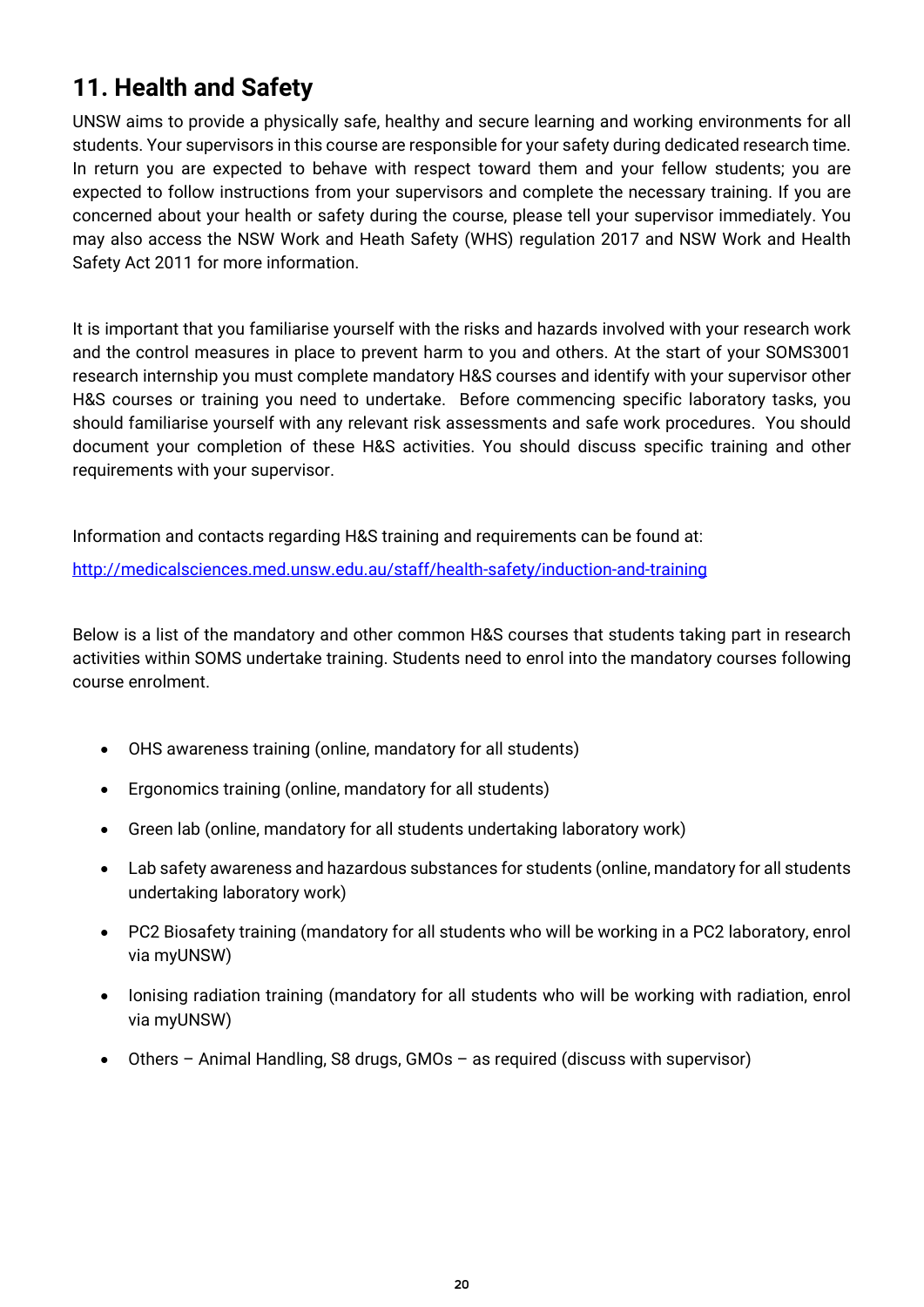## 11. Health and Safety

UNSW aims to provide a physically safe, healthy and secure learning and working environments for all students. Your supervisors in this course are responsible for your safety during dedicated research time. In return you are expected to behave with respect toward them and your fellow students; you are expected to follow instructions from your supervisors and complete the necessary training. If you are concerned about your health or safety during the course, please tell your supervisor immediately. You may also access the NSW Work and Heath Safety (WHS) regulation 2017 and NSW Work and Health Safety Act 2011 for more information.

It is important that you familiarise yourself with the risks and hazards involved with your research work and the control measures in place to prevent harm to you and others. At the start of your SOMS3001 research internship you must complete mandatory H&S courses and identify with your supervisor other H&S courses or training you need to undertake. Before commencing specific laboratory tasks, you should familiarise yourself with any relevant risk assessments and safe work procedures. You should document your completion of these H&S activities. You should discuss specific training and other requirements with your supervisor.

Information and contacts regarding H&S training and requirements can be found at:

[http://medicalsciences.med.unsw.edu.au/staff/health-safety/induction-and-training](http://medicalsciences.med.unsw.edu.au/staff/health-safety/induction-and-training)

Below is a list of the mandatory and other common H&S courses that students taking part in research activities within SOMS undertake training. Students need to enrol into the mandatory courses following course enrolment.

- OHS awareness training (online, mandatory for all students)
- Ergonomics training (online, mandatory for all students)
- Green lab (online, mandatory for all students undertaking laboratory work)
- Lab safety awareness and hazardous substances for students (online, mandatory for all students undertaking laboratory work)
- PC2 Biosafety training (mandatory for all students who will be working in a PC2 laboratory, enrol via myUNSW)
- Ionising radiation training (mandatory for all students who will be working with radiation, enrol via myUNSW)
- Others – Animal Handling, S8 drugs, GMOs – as required (discuss with supervisor)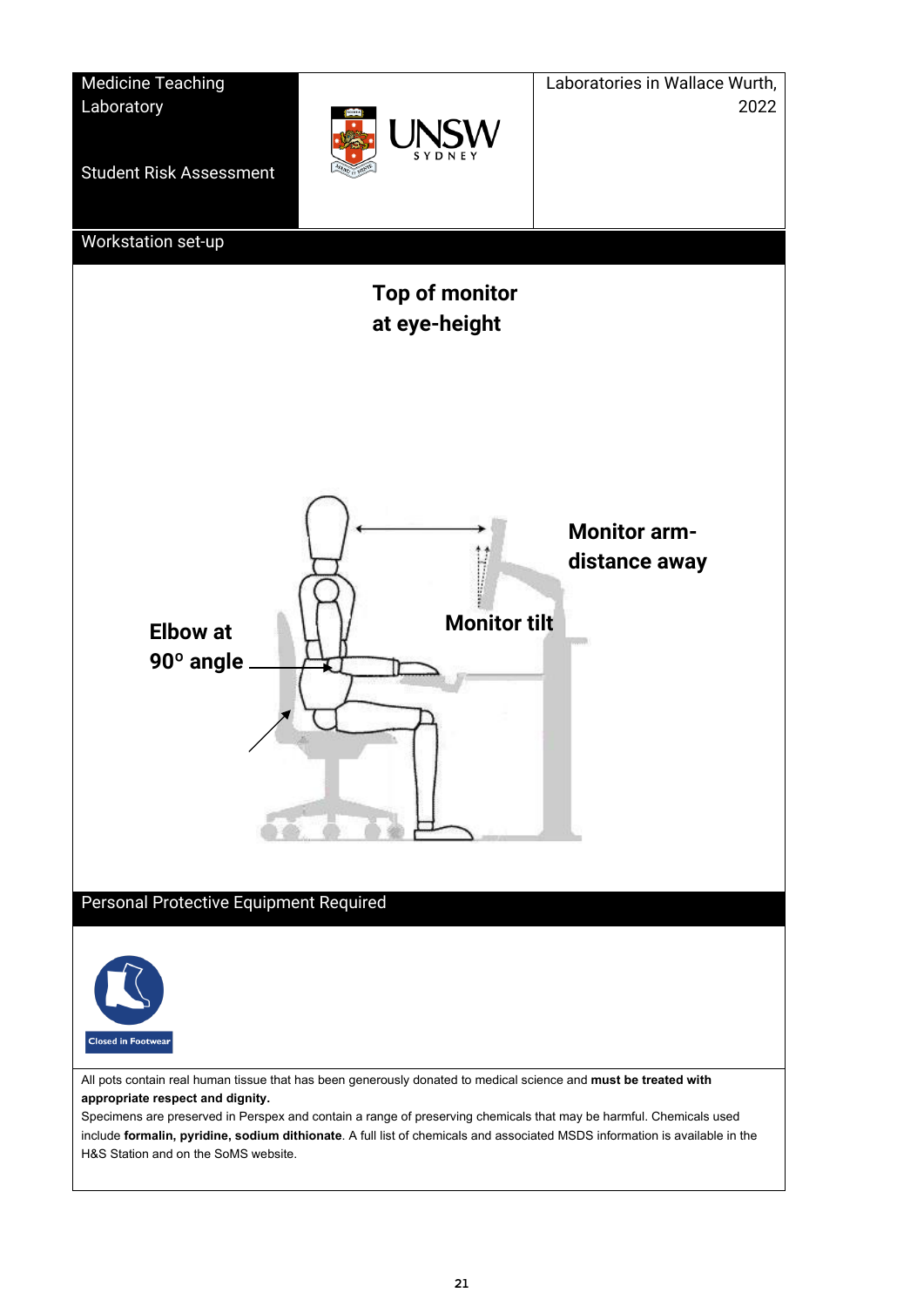| Medicine Teaching Laboratory<br><br>Student Risk Assessment | UNSW SYDNEY | Laboratories in Wallace Wurth, 2022 |
| --- | --- | --- |

## Workstation set-up

**Top of monitor at eye-height**

**Monitor arm-distance away**

**Monitor tilt**

**Elbow at 90° angle**

## Personal Protective Equipment Required

Closed in Footwear

All pots contain real human tissue that has been generously donated to medical science and **must be treated with appropriate respect and dignity.**

Specimens are preserved in Perspex and contain a range of preserving chemicals that may be harmful. Chemicals used include **formalin, pyridine, sodium dithionate**. A full list of chemicals and associated MSDS information is available in the H&S Station and on the SoMS website.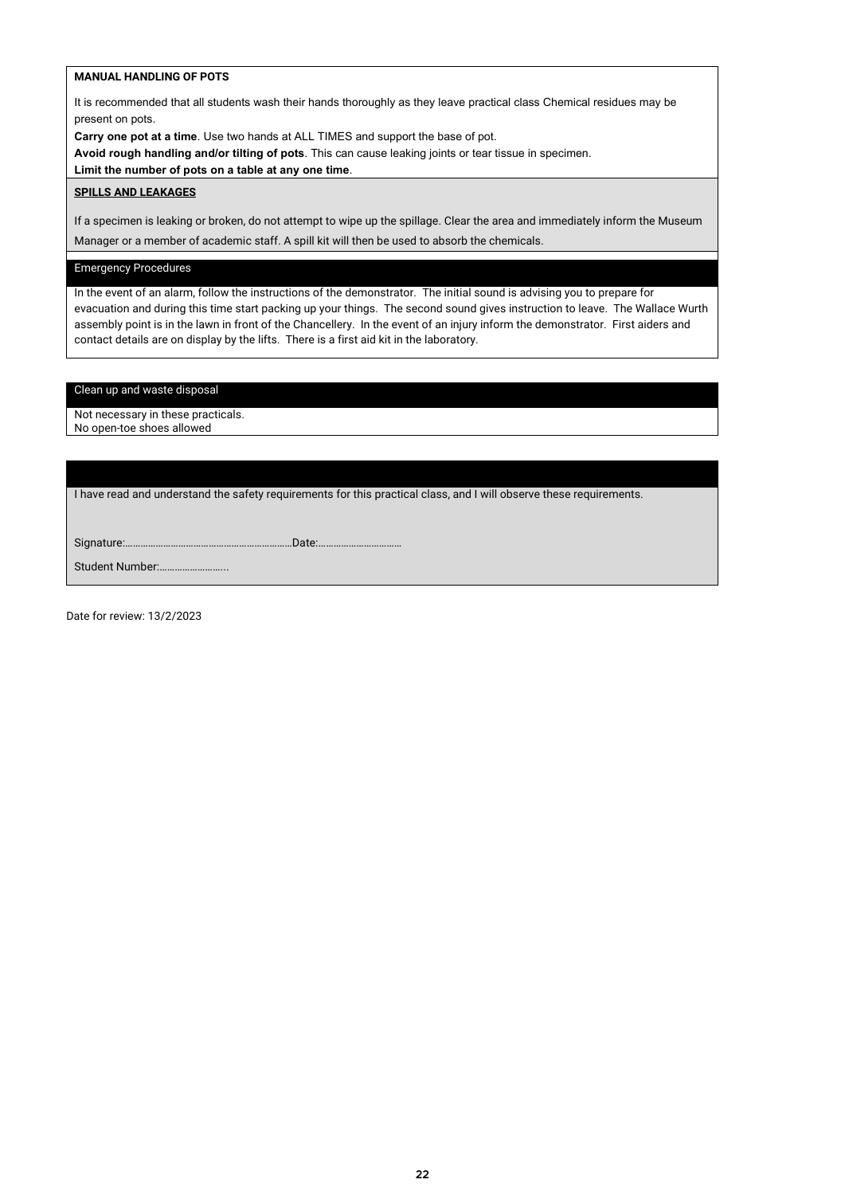**MANUAL HANDLING OF POTS**

It is recommended that all students wash their hands thoroughly as they leave practical class Chemical residues may be present on pots.

**Carry one pot at a time**. Use two hands at ALL TIMES and support the base of pot.

**Avoid rough handling and/or tilting of pots**. This can cause leaking joints or tear tissue in specimen.

**Limit the number of pots on a table at any one time**.

**SPILLS AND LEAKAGES**

If a specimen is leaking or broken, do not attempt to wipe up the spillage. Clear the area and immediately inform the Museum Manager or a member of academic staff. A spill kit will then be used to absorb the chemicals.

## Emergency Procedures

In the event of an alarm, follow the instructions of the demonstrator. The initial sound is advising you to prepare for evacuation and during this time start packing up your things. The second sound gives instruction to leave. The Wallace Wurth assembly point is in the lawn in front of the Chancellery. In the event of an injury inform the demonstrator. First aiders and contact details are on display by the lifts. There is a first aid kit in the laboratory.

## Clean up and waste disposal

Not necessary in these practicals.
No open-toe shoes allowed

I have read and understand the safety requirements for this practical class, and I will observe these requirements.

Signature:…………………………………………………………Date:……………………………

Student Number:……………………..

Date for review: 13/2/2023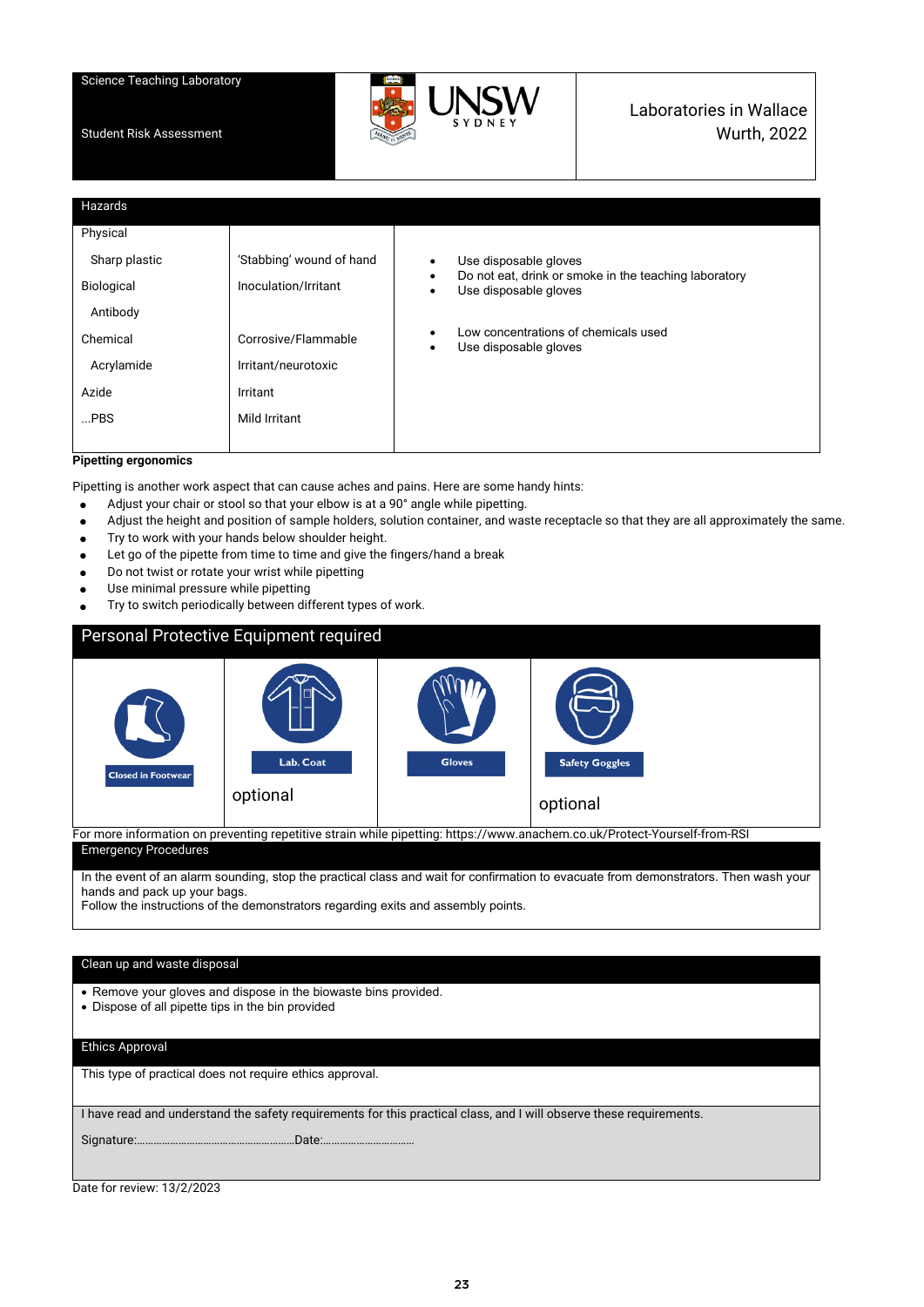| Science Teaching Laboratory<br><br>Student Risk Assessment | UNSW SYDNEY | Laboratories in Wallace Wurth, 2022 |
|---|---|---|

| Hazards | | |
|---|---|---|
| Physical | | |
| Sharp plastic | 'Stabbing' wound of hand | • Use disposable gloves |
| Biological | Inoculation/Irritant | • Do not eat, drink or smoke in the teaching laboratory<br>• Use disposable gloves |
| Antibody | | |
| Chemical | Corrosive/Flammable | • Low concentrations of chemicals used<br>• Use disposable gloves |
| Acrylamide | Irritant/neurotoxic | |
| Azide | Irritant | |
| ...PBS | Mild Irritant | |

**Pipetting ergonomics**

Pipetting is another work aspect that can cause aches and pains. Here are some handy hints:

- Adjust your chair or stool so that your elbow is at a 90° angle while pipetting.
- Adjust the height and position of sample holders, solution container, and waste receptacle so that they are all approximately the same.
- Try to work with your hands below shoulder height.
- Let go of the pipette from time to time and give the fingers/hand a break
- Do not twist or rotate your wrist while pipetting
- Use minimal pressure while pipetting
- Try to switch periodically between different types of work.

## Personal Protective Equipment required

| Closed in Footwear | Lab. Coat | Gloves | Safety Goggles |
|---|---|---|---|
| | optional | | optional |

For more information on preventing repetitive strain while pipetting: https://www.anachem.co.uk/Protect-Yourself-from-RSI

## Emergency Procedures

In the event of an alarm sounding, stop the practical class and wait for confirmation to evacuate from demonstrators. Then wash your hands and pack up your bags.
Follow the instructions of the demonstrators regarding exits and assembly points.

## Clean up and waste disposal

- Remove your gloves and dispose in the biowaste bins provided.
- Dispose of all pipette tips in the bin provided

## Ethics Approval

This type of practical does not require ethics approval.

I have read and understand the safety requirements for this practical class, and I will observe these requirements.

Signature:……………………………………………….Date:…………………………

Date for review: 13/2/2023